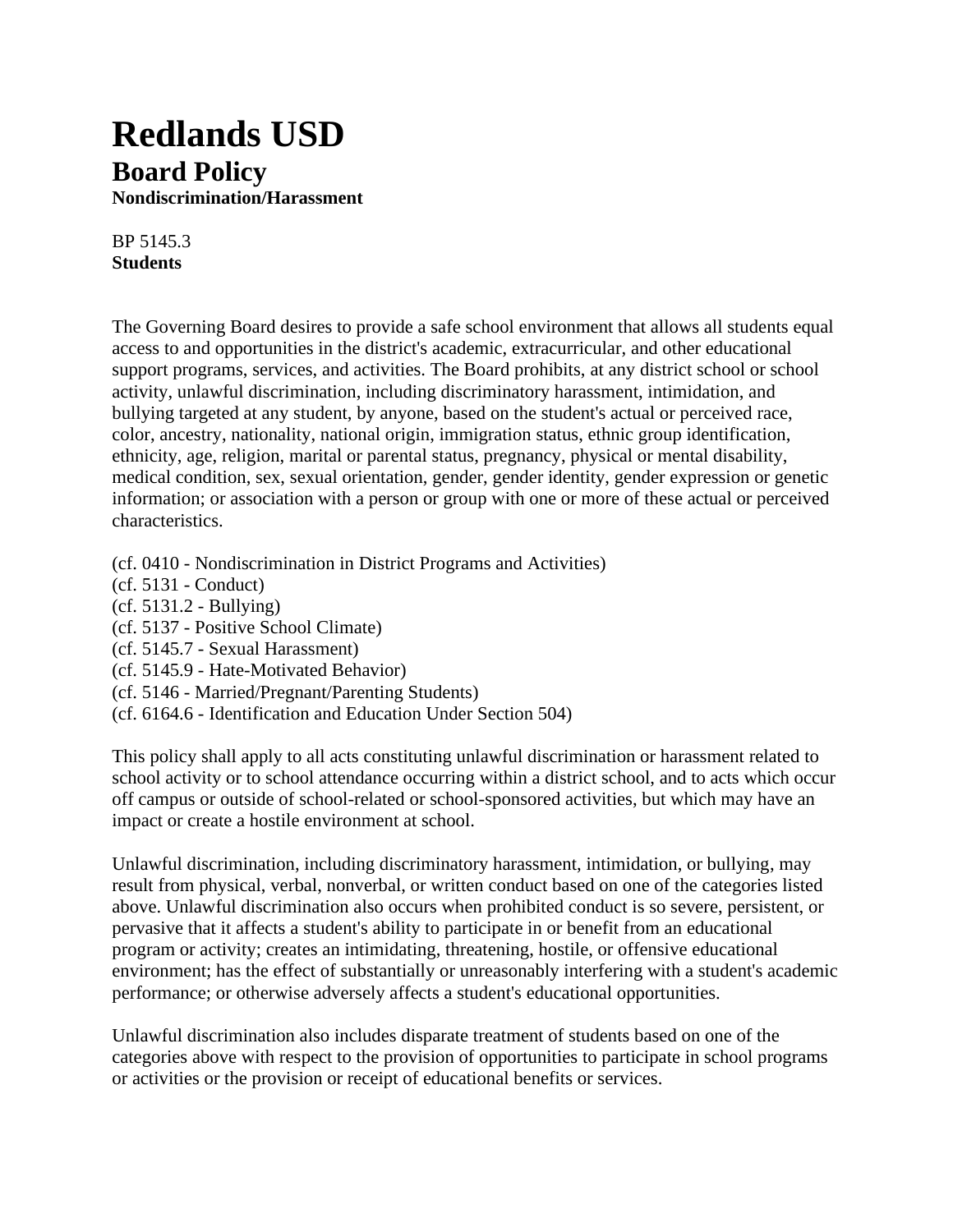# Redlands USD

## Board Policy

**Nondiscrimination/Harassment**

BP 5145.3
**Students**

The Governing Board desires to provide a safe school environment that allows all students equal access to and opportunities in the district's academic, extracurricular, and other educational support programs, services, and activities. The Board prohibits, at any district school or school activity, unlawful discrimination, including discriminatory harassment, intimidation, and bullying targeted at any student, by anyone, based on the student's actual or perceived race, color, ancestry, nationality, national origin, immigration status, ethnic group identification, ethnicity, age, religion, marital or parental status, pregnancy, physical or mental disability, medical condition, sex, sexual orientation, gender, gender identity, gender expression or genetic information; or association with a person or group with one or more of these actual or perceived characteristics.

(cf. 0410 - Nondiscrimination in District Programs and Activities)
(cf. 5131 - Conduct)
(cf. 5131.2 - Bullying)
(cf. 5137 - Positive School Climate)
(cf. 5145.7 - Sexual Harassment)
(cf. 5145.9 - Hate-Motivated Behavior)
(cf. 5146 - Married/Pregnant/Parenting Students)
(cf. 6164.6 - Identification and Education Under Section 504)

This policy shall apply to all acts constituting unlawful discrimination or harassment related to school activity or to school attendance occurring within a district school, and to acts which occur off campus or outside of school-related or school-sponsored activities, but which may have an impact or create a hostile environment at school.

Unlawful discrimination, including discriminatory harassment, intimidation, or bullying, may result from physical, verbal, nonverbal, or written conduct based on one of the categories listed above. Unlawful discrimination also occurs when prohibited conduct is so severe, persistent, or pervasive that it affects a student's ability to participate in or benefit from an educational program or activity; creates an intimidating, threatening, hostile, or offensive educational environment; has the effect of substantially or unreasonably interfering with a student's academic performance; or otherwise adversely affects a student's educational opportunities.

Unlawful discrimination also includes disparate treatment of students based on one of the categories above with respect to the provision of opportunities to participate in school programs or activities or the provision or receipt of educational benefits or services.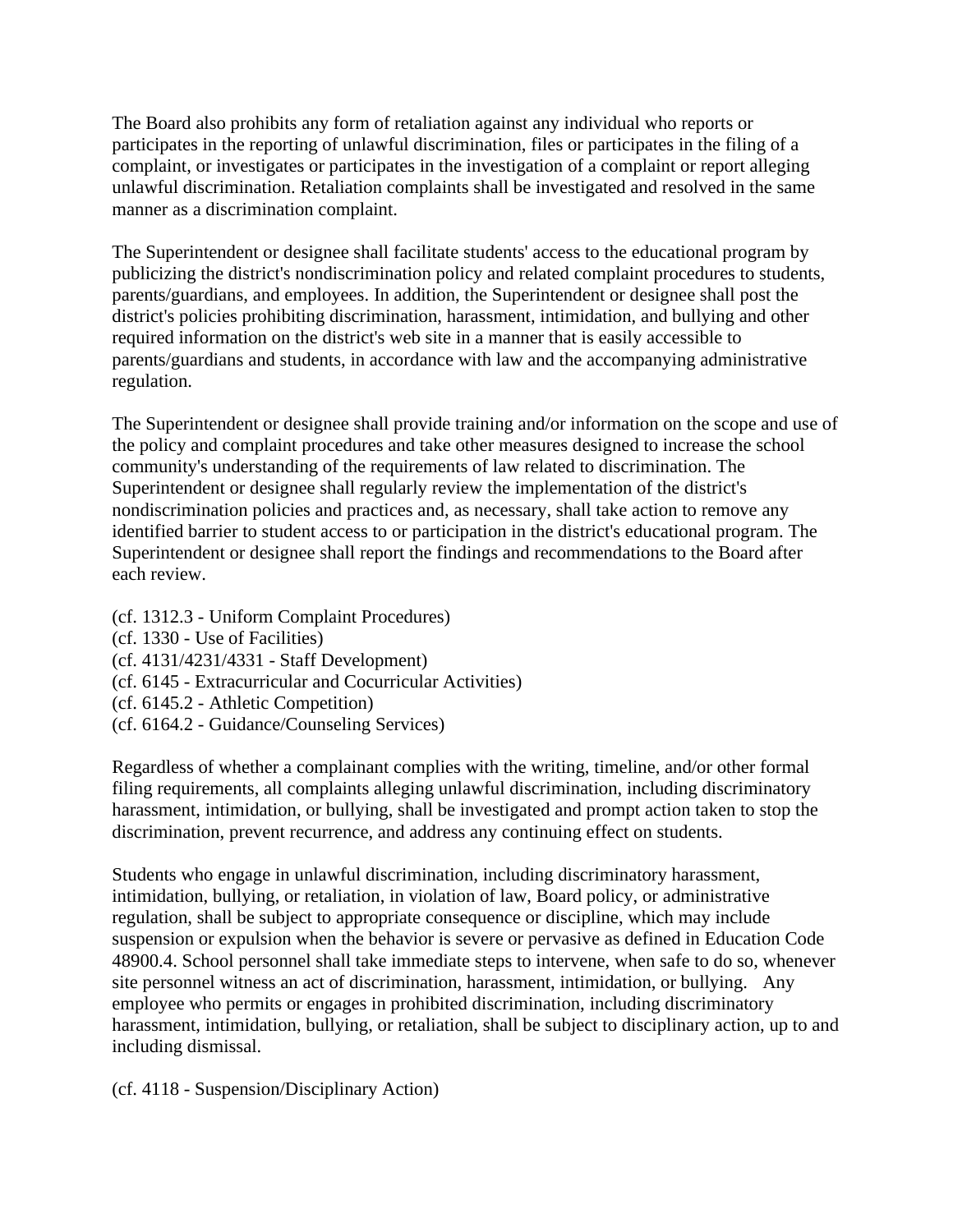The Board also prohibits any form of retaliation against any individual who reports or participates in the reporting of unlawful discrimination, files or participates in the filing of a complaint, or investigates or participates in the investigation of a complaint or report alleging unlawful discrimination. Retaliation complaints shall be investigated and resolved in the same manner as a discrimination complaint.

The Superintendent or designee shall facilitate students' access to the educational program by publicizing the district's nondiscrimination policy and related complaint procedures to students, parents/guardians, and employees. In addition, the Superintendent or designee shall post the district's policies prohibiting discrimination, harassment, intimidation, and bullying and other required information on the district's web site in a manner that is easily accessible to parents/guardians and students, in accordance with law and the accompanying administrative regulation.

The Superintendent or designee shall provide training and/or information on the scope and use of the policy and complaint procedures and take other measures designed to increase the school community's understanding of the requirements of law related to discrimination. The Superintendent or designee shall regularly review the implementation of the district's nondiscrimination policies and practices and, as necessary, shall take action to remove any identified barrier to student access to or participation in the district's educational program. The Superintendent or designee shall report the findings and recommendations to the Board after each review.

(cf. 1312.3 - Uniform Complaint Procedures)
(cf. 1330 - Use of Facilities)
(cf. 4131/4231/4331 - Staff Development)
(cf. 6145 - Extracurricular and Cocurricular Activities)
(cf. 6145.2 - Athletic Competition)
(cf. 6164.2 - Guidance/Counseling Services)

Regardless of whether a complainant complies with the writing, timeline, and/or other formal filing requirements, all complaints alleging unlawful discrimination, including discriminatory harassment, intimidation, or bullying, shall be investigated and prompt action taken to stop the discrimination, prevent recurrence, and address any continuing effect on students.

Students who engage in unlawful discrimination, including discriminatory harassment, intimidation, bullying, or retaliation, in violation of law, Board policy, or administrative regulation, shall be subject to appropriate consequence or discipline, which may include suspension or expulsion when the behavior is severe or pervasive as defined in Education Code 48900.4. School personnel shall take immediate steps to intervene, when safe to do so, whenever site personnel witness an act of discrimination, harassment, intimidation, or bullying. Any employee who permits or engages in prohibited discrimination, including discriminatory harassment, intimidation, bullying, or retaliation, shall be subject to disciplinary action, up to and including dismissal.

(cf. 4118 - Suspension/Disciplinary Action)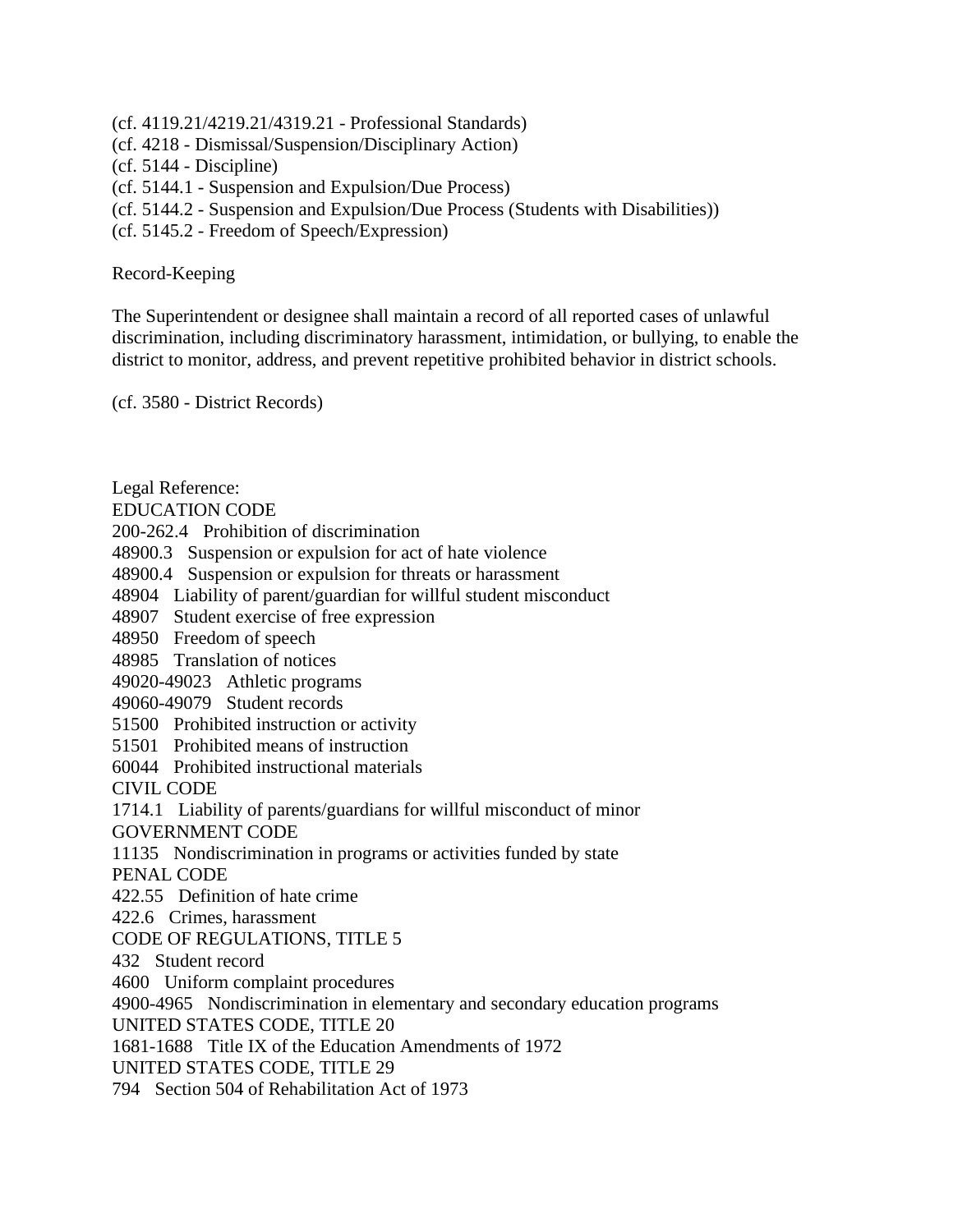(cf. 4119.21/4219.21/4319.21 - Professional Standards)
(cf. 4218 - Dismissal/Suspension/Disciplinary Action)
(cf. 5144 - Discipline)
(cf. 5144.1 - Suspension and Expulsion/Due Process)
(cf. 5144.2 - Suspension and Expulsion/Due Process (Students with Disabilities))
(cf. 5145.2 - Freedom of Speech/Expression)

Record-Keeping

The Superintendent or designee shall maintain a record of all reported cases of unlawful discrimination, including discriminatory harassment, intimidation, or bullying, to enable the district to monitor, address, and prevent repetitive prohibited behavior in district schools.

(cf. 3580 - District Records)

Legal Reference:
EDUCATION CODE
200-262.4 Prohibition of discrimination
48900.3 Suspension or expulsion for act of hate violence
48900.4 Suspension or expulsion for threats or harassment
48904 Liability of parent/guardian for willful student misconduct
48907 Student exercise of free expression
48950 Freedom of speech
48985 Translation of notices
49020-49023 Athletic programs
49060-49079 Student records
51500 Prohibited instruction or activity
51501 Prohibited means of instruction
60044 Prohibited instructional materials
CIVIL CODE
1714.1 Liability of parents/guardians for willful misconduct of minor
GOVERNMENT CODE
11135 Nondiscrimination in programs or activities funded by state
PENAL CODE
422.55 Definition of hate crime
422.6 Crimes, harassment
CODE OF REGULATIONS, TITLE 5
432 Student record
4600 Uniform complaint procedures
4900-4965 Nondiscrimination in elementary and secondary education programs
UNITED STATES CODE, TITLE 20
1681-1688 Title IX of the Education Amendments of 1972
UNITED STATES CODE, TITLE 29
794 Section 504 of Rehabilitation Act of 1973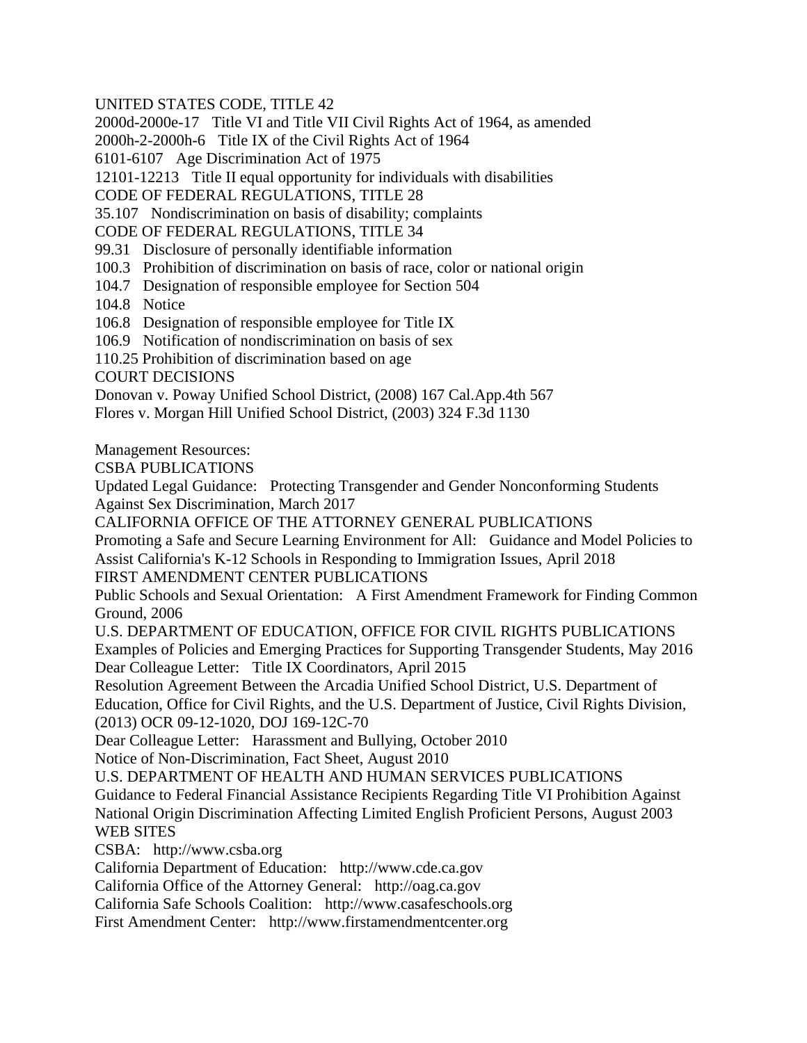UNITED STATES CODE, TITLE 42

2000d-2000e-17 Title VI and Title VII Civil Rights Act of 1964, as amended

2000h-2-2000h-6 Title IX of the Civil Rights Act of 1964

6101-6107 Age Discrimination Act of 1975

12101-12213 Title II equal opportunity for individuals with disabilities

CODE OF FEDERAL REGULATIONS, TITLE 28

35.107 Nondiscrimination on basis of disability; complaints

CODE OF FEDERAL REGULATIONS, TITLE 34

99.31 Disclosure of personally identifiable information

100.3 Prohibition of discrimination on basis of race, color or national origin

104.7 Designation of responsible employee for Section 504

104.8 Notice

106.8 Designation of responsible employee for Title IX

106.9 Notification of nondiscrimination on basis of sex

110.25 Prohibition of discrimination based on age

COURT DECISIONS

Donovan v. Poway Unified School District, (2008) 167 Cal.App.4th 567

Flores v. Morgan Hill Unified School District, (2003) 324 F.3d 1130

Management Resources:

CSBA PUBLICATIONS

Updated Legal Guidance: Protecting Transgender and Gender Nonconforming Students Against Sex Discrimination, March 2017

CALIFORNIA OFFICE OF THE ATTORNEY GENERAL PUBLICATIONS

Promoting a Safe and Secure Learning Environment for All: Guidance and Model Policies to Assist California's K-12 Schools in Responding to Immigration Issues, April 2018

FIRST AMENDMENT CENTER PUBLICATIONS

Public Schools and Sexual Orientation: A First Amendment Framework for Finding Common Ground, 2006

U.S. DEPARTMENT OF EDUCATION, OFFICE FOR CIVIL RIGHTS PUBLICATIONS

Examples of Policies and Emerging Practices for Supporting Transgender Students, May 2016

Dear Colleague Letter: Title IX Coordinators, April 2015

Resolution Agreement Between the Arcadia Unified School District, U.S. Department of Education, Office for Civil Rights, and the U.S. Department of Justice, Civil Rights Division, (2013) OCR 09-12-1020, DOJ 169-12C-70

Dear Colleague Letter: Harassment and Bullying, October 2010

Notice of Non-Discrimination, Fact Sheet, August 2010

U.S. DEPARTMENT OF HEALTH AND HUMAN SERVICES PUBLICATIONS

Guidance to Federal Financial Assistance Recipients Regarding Title VI Prohibition Against National Origin Discrimination Affecting Limited English Proficient Persons, August 2003

WEB SITES

CSBA: http://www.csba.org

California Department of Education: http://www.cde.ca.gov

California Office of the Attorney General: http://oag.ca.gov

California Safe Schools Coalition: http://www.casafeschools.org

First Amendment Center: http://www.firstamendmentcenter.org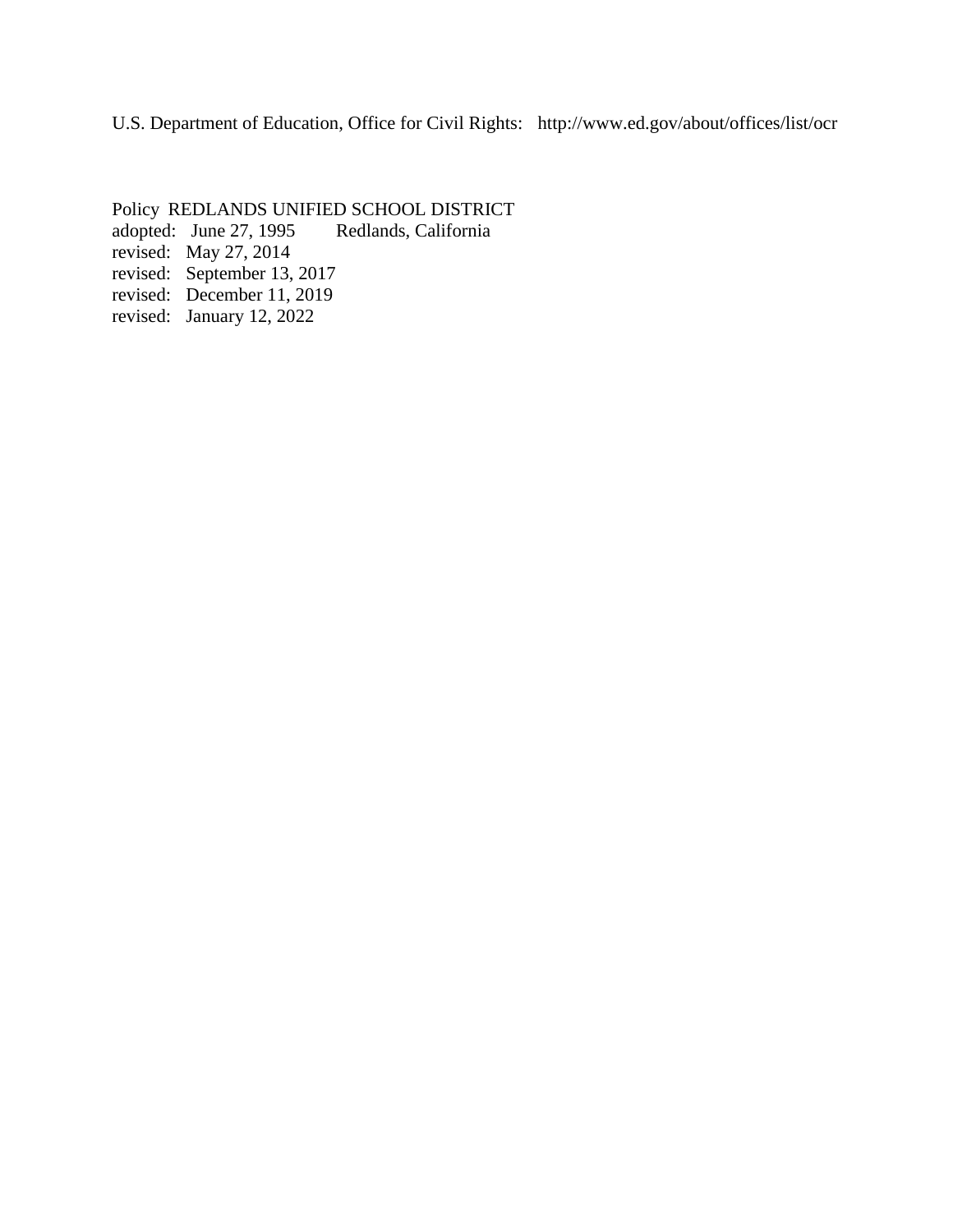U.S. Department of Education, Office for Civil Rights: http://www.ed.gov/about/offices/list/ocr

Policy REDLANDS UNIFIED SCHOOL DISTRICT
adopted: June 27, 1995 Redlands, California
revised: May 27, 2014
revised: September 13, 2017
revised: December 11, 2019
revised: January 12, 2022